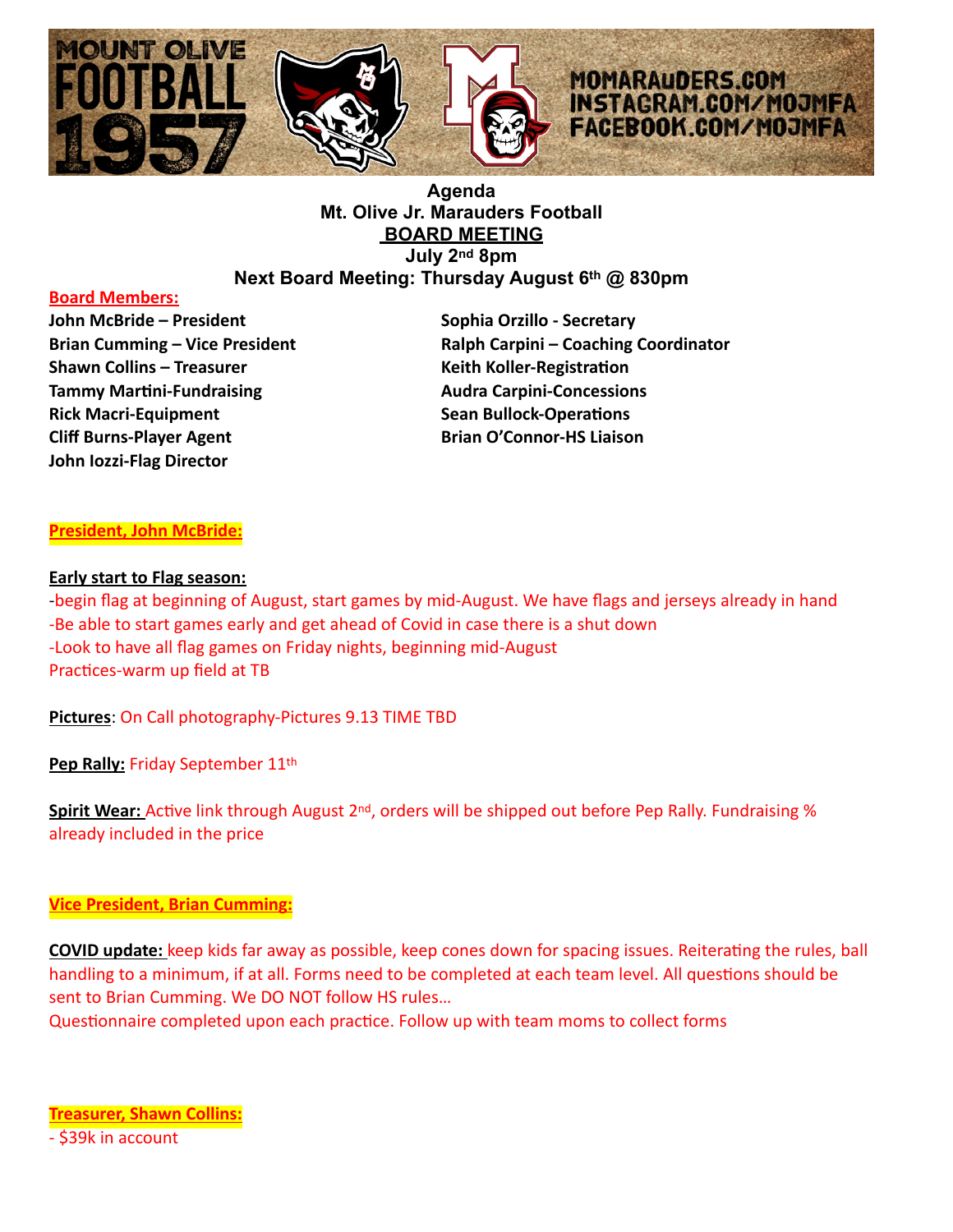MOUNT OLIVE FOOTBALL 1957

MOMARAUDERS.COM
INSTAGRAM.COM/MOJMFA
FACEBOOK.COM/MOJMFA

**Agenda**
**Mt. Olive Jr. Marauders Football**
**BOARD MEETING**
**July 2nd 8pm**
**Next Board Meeting: Thursday August 6th @ 830pm**

**Board Members:**

**John McBride – President**
**Brian Cumming – Vice President**
**Shawn Collins – Treasurer**
**Tammy Martini-Fundraising**
**Rick Macri-Equipment**
**Cliff Burns-Player Agent**
**John Iozzi-Flag Director**
**Sophia Orzillo - Secretary**
**Ralph Carpini – Coaching Coordinator**
**Keith Koller-Registration**
**Audra Carpini-Concessions**
**Sean Bullock-Operations**
**Brian O'Connor-HS Liaison**

**President, John McBride:**

**Early start to Flag season:**
-begin flag at beginning of August, start games by mid-August. We have flags and jerseys already in hand
-Be able to start games early and get ahead of Covid in case there is a shut down
-Look to have all flag games on Friday nights, beginning mid-August
Practices-warm up field at TB

**Pictures**: On Call photography-Pictures 9.13 TIME TBD

**Pep Rally:** Friday September 11th

**Spirit Wear:** Active link through August 2nd, orders will be shipped out before Pep Rally. Fundraising % already included in the price

**Vice President, Brian Cumming:**

**COVID update:** keep kids far away as possible, keep cones down for spacing issues. Reiterating the rules, ball handling to a minimum, if at all. Forms need to be completed at each team level. All questions should be sent to Brian Cumming. We DO NOT follow HS rules…
Questionnaire completed upon each practice. Follow up with team moms to collect forms

**Treasurer, Shawn Collins:**
- $39k in account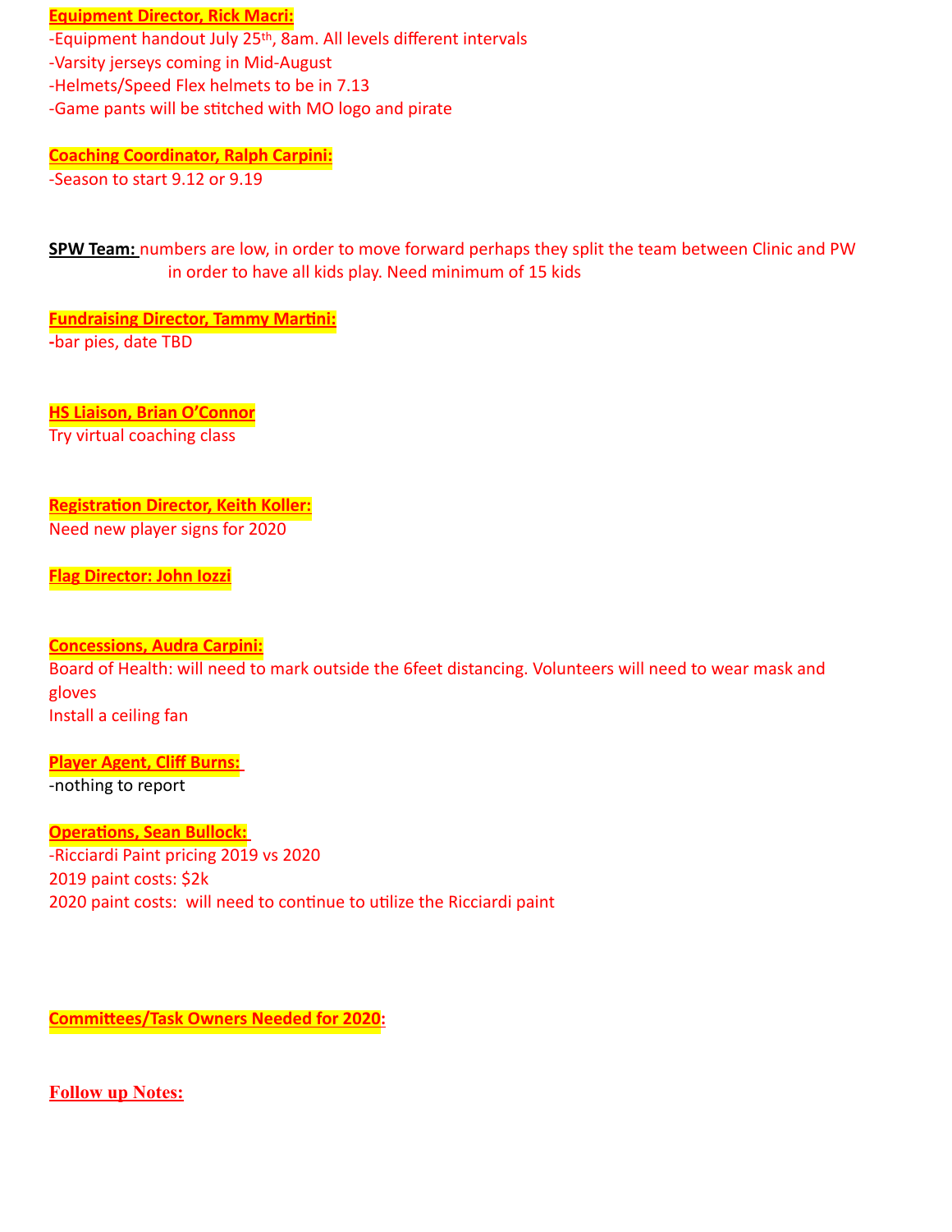**Equipment Director, Rick Macri:**

-Equipment handout July 25th, 8am. All levels different intervals
-Varsity jerseys coming in Mid-August
-Helmets/Speed Flex helmets to be in 7.13
-Game pants will be stitched with MO logo and pirate

**Coaching Coordinator, Ralph Carpini:**

-Season to start 9.12 or 9.19

**SPW Team:** numbers are low, in order to move forward perhaps they split the team between Clinic and PW in order to have all kids play. Need minimum of 15 kids

**Fundraising Director, Tammy Martini:**

-bar pies, date TBD

**HS Liaison, Brian O'Connor**

Try virtual coaching class

**Registration Director, Keith Koller:**

Need new player signs for 2020

**Flag Director: John Iozzi**

**Concessions, Audra Carpini:**

Board of Health: will need to mark outside the 6feet distancing. Volunteers will need to wear mask and gloves
Install a ceiling fan

**Player Agent, Cliff Burns:**

-nothing to report

**Operations, Sean Bullock:**

-Ricciardi Paint pricing 2019 vs 2020
2019 paint costs: $2k
2020 paint costs: will need to continue to utilize the Ricciardi paint

**Committees/Task Owners Needed for 2020:**

**Follow up Notes:**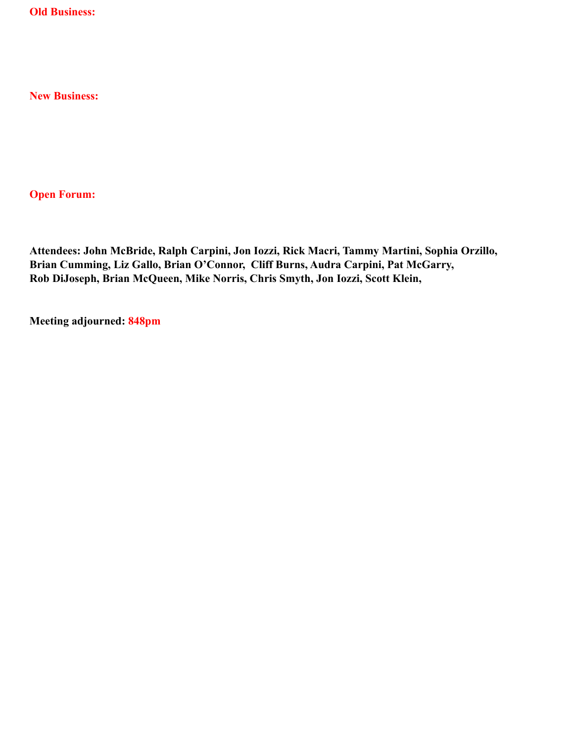**Old Business:**

**New Business:**

**Open Forum:**

**Attendees: John McBride, Ralph Carpini, Jon Iozzi, Rick Macri, Tammy Martini, Sophia Orzillo, Brian Cumming, Liz Gallo, Brian O'Connor, Cliff Burns, Audra Carpini, Pat McGarry, Rob DiJoseph, Brian McQueen, Mike Norris, Chris Smyth, Jon Iozzi, Scott Klein,**

**Meeting adjourned: 848pm**